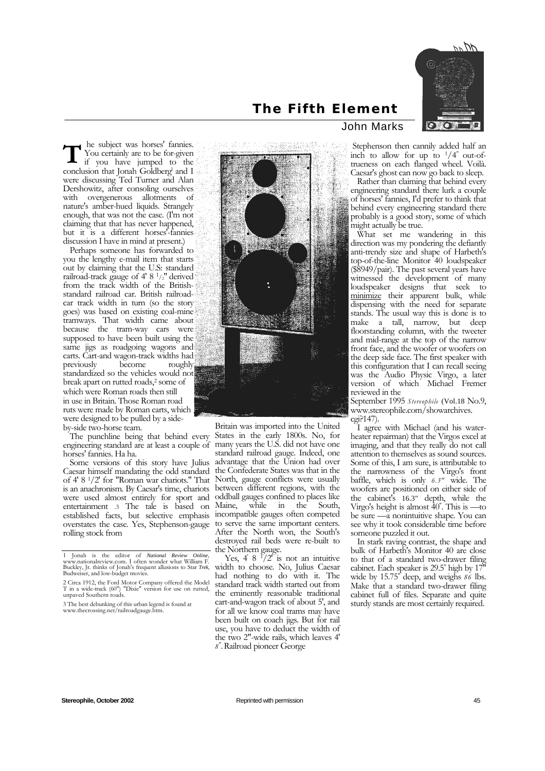# The Fifth Element

John Marks

The subject was horses' fannies. You certainly are to be for-given if you have jumped to the conclusion that Jonah Goldberg[1] and I were discussing Ted Turner and Alan Dershowitz, after consoling ourselves with overgenerous allotments of nature's amber-hued liquids. Strangely enough, that was not the case. (I'm not claiming that that has never happened, but it is a different horses'-fannies discussion I have in mind at present.)

Perhaps someone has forwarded to you the lengthy e-mail item that starts out by claiming that the U.S: standard railroad-track gauge of 4' 8 1/2" derived from the track width of the British-standard railroad car. British railroad-car track width in turn (so the story goes) was based on existing coal-mine tramways. That width came about because the tram-way cars were supposed to have been built using the same jigs as roadgoing wagons and carts. Cart-and wagon-track widths had previously become roughly standardized so the vehicles would not break apart on rutted roads,[2] some of which were Roman roads then still in use in Britain. Those Roman road ruts were made by Roman carts, which were designed to be pulled by a side-by-side two-horse team.

The punchline being that behind every engineering standard are at least a couple of horses' fannies. Ha ha.

Some versions of this story have Julius Caesar himself mandating the odd standard of 4' 8 1/2' for "Roman war chariots." That is an anachronism. By Caesar's time, chariots were used almost entirely for sport and entertainment .[3] The tale is based on established facts, but selective emphasis overstates the case. Yes, Stephenson-gauge rolling stock from Britain was imported into the United States in the early 1800s. No, for many years the U.S. did not have one standard railroad gauge. Indeed, one advantage that the Union had over the Confederate States was that in the North, gauge conflicts were usually between different regions, with the oddball gauges confined to places like Maine, while in the South, incompatible gauges often competed to serve the same important centers. After the North won, the South's destroyed rail beds were re-built to the Northern gauge.

Yes, 4' 8 1/2' is not an intuitive width to choose. No, Julius Caesar had nothing to do with it. The standard track width started out from the eminently reasonable traditional cart-and-wagon track of about 5', and for all we know coal trams may have been built on coach jigs. But for rail use, you have to deduct the width of the two 2"-wide rails, which leaves 4' 8". Railroad pioneer George Stephenson then cannily added half an inch to allow for up to 1/4" out-of-trueness on each flanged wheel. Voilà. Caesar's ghost can now go back to sleep.

Rather than claiming that behind every engineering standard there lurk a couple of horses' fannies, I'd prefer to think that behind every engineering standard there probably is a good story, some of which might actually be true.

What set me wandering in this direction was my pondering the defiantly anti-trendy size and shape of Harbeth's top-of-the-line Monitor 40 loudspeaker ($8949/pair). The past several years have witnessed the development of many loudspeaker designs that seek to minimize their apparent bulk, while dispensing with the need for separate stands. The usual way this is done is to make a tall, narrow, but deep floorstanding column, with the tweeter and mid-range at the top of the narrow front face, and the woofer or woofers on the deep side face. The first speaker with this configuration that I can recall seeing was the Audio Physic Virgo, a later version of which Michael Fremer reviewed in the September 1995 *Stereophile* (Vol.18 No.9, www.stereophile.com/showarchives.cgi?147).

I agree with Michael (and his water-heater repairman) that the Virgos excel at imaging, and that they really do not call attention to themselves as sound sources. Some of this, I am sure, is attributable to the narrowness of the Virgo's front baffle, which is only *6.3"* wide. The woofers are positioned on either side of the cabinet's 16.3" depth, while the Virgo's height is almost 40". This is —to be sure —a nonintuitive shape. You can see why it took considerable time before someone puzzled it out.

In stark raving contrast, the shape and bulk of Harbeth's Monitor 40 are close to that of a standard two-drawer filing cabinet. Each speaker is 29.5" high by 17" wide by 15.75" deep, and weighs *86* lbs. Make that a standard two-drawer filing cabinet full of files. Separate and quite sturdy stands are most certainly required.

---

1 Jonah is the editor of *National Review Online*, www.nationalreview.com. I often wonder what William F. Buckley, Jr. thinks of Jonah's frequent allusions to Star *Trek*, Budweiser, and low-budget movies.

2 Circa 1912, the Ford Motor Company offered the Model T in a wide-track (60") "Dixie" version for use on rutted, unpaved Southern roads.

3 The best debunking of this urban legend is found at www.thecrossing.net/railroadgauge.htm.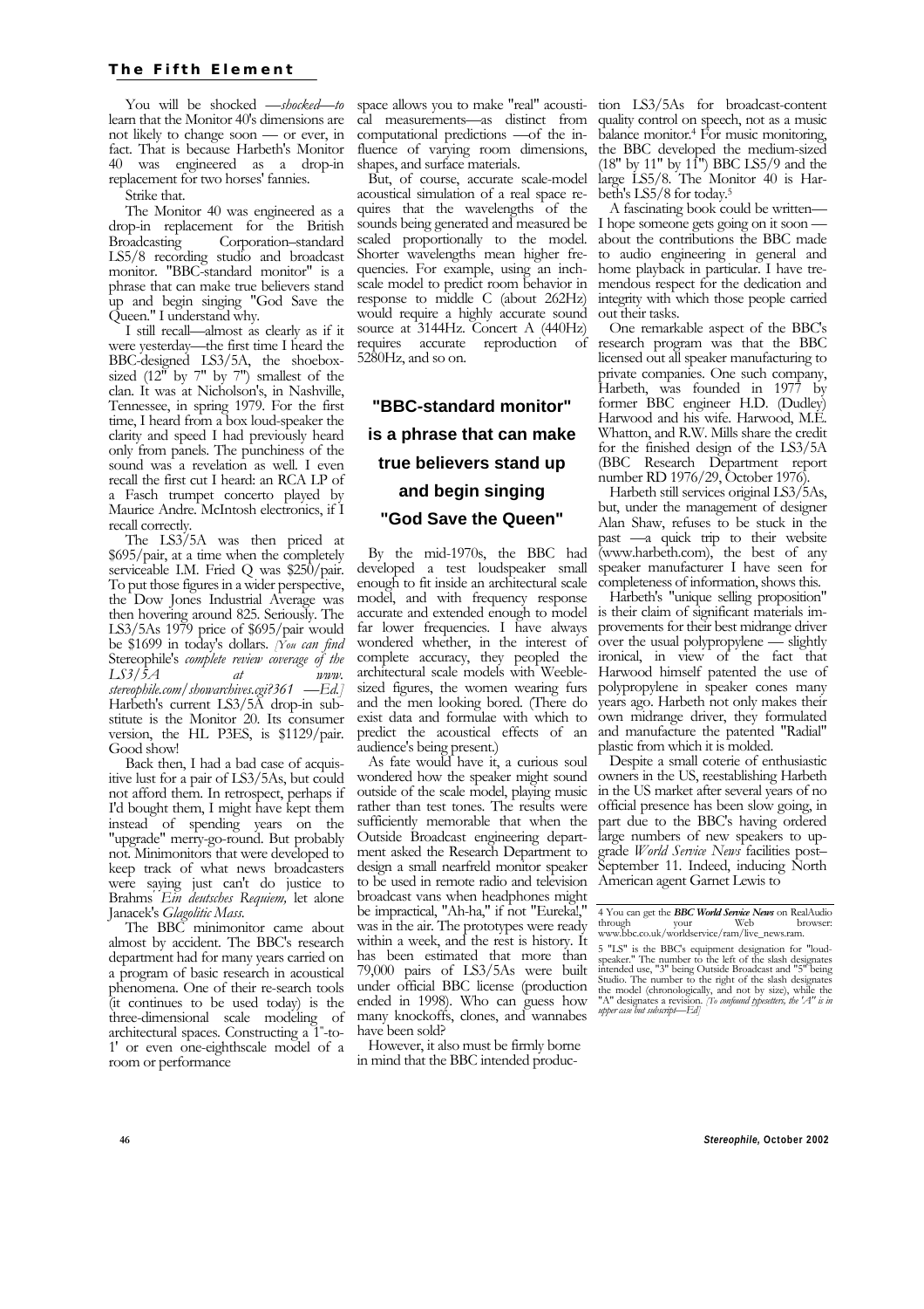You will be shocked —*shocked*—to learn that the Monitor 40's dimensions are not likely to change soon — or ever, in fact. That is because Harbeth's Monitor 40 was engineered as a drop-in replacement for two horses' fannies.

Strike that.

The Monitor 40 was engineered as a drop-in replacement for the British Broadcasting Corporation–standard LS5/8 recording studio and broadcast monitor. "BBC-standard monitor" is a phrase that can make true believers stand up and begin singing "God Save the Queen." I understand why.

I still recall—almost as clearly as if it were yesterday—the first time I heard the BBC-designed LS3/5A, the shoebox-sized (12" by 7" by 7") smallest of the clan. It was at Nicholson's, in Nashville, Tennessee, in spring 1979. For the first time, I heard from a box loud-speaker the clarity and speed I had previously heard only from panels. The punchiness of the sound was a revelation as well. I even recall the first cut I heard: an RCA LP of a Fasch trumpet concerto played by Maurice Andre. McIntosh electronics, if I recall correctly.

The LS3/5A was then priced at $695/pair, at a time when the completely serviceable I.M. Fried Q was $250/pair. To put those figures in a wider perspective, the Dow Jones Industrial Average was then hovering around 825. Seriously. The LS3/5As 1979 price of $695/pair would be $1699 in today's dollars. *[You can find* Stereophile's *complete review coverage of the LS3/5A at www. stereophile.com/showarchives.cgi?361 —Ed.]* Harbeth's current LS3/5A drop-in substitute is the Monitor 20. Its consumer version, the HL P3ES, is $1129/pair. Good show!

Back then, I had a bad case of acquisitive lust for a pair of LS3/5As, but could not afford them. In retrospect, perhaps if I'd bought them, I might have kept them instead of spending years on the "upgrade" merry-go-round. But probably not. Minimonitors that were developed to keep track of what news broadcasters were saying just can't do justice to Brahms' *Ein deutsches Requiem,* let alone Janacek's *Glagolitic Mass.*

The BBC minimonitor came about almost by accident. The BBC's research department had for many years carried on a program of basic research in acoustical phenomena. One of their re-search tools (it continues to be used today) is the three-dimensional scale modeling of architectural spaces. Constructing a 1"-to-1' or even one-eighthscale model of a room or performance space allows you to make "real" acoustical measurements—as distinct from computational predictions —of the influence of varying room dimensions, shapes, and surface materials.

But, of course, accurate scale-model acoustical simulation of a real space requires that the wavelengths of the sounds being generated and measured be scaled proportionally to the model. Shorter wavelengths mean higher frequencies. For example, using an inch-scale model to predict room behavior in response to middle C (about 262Hz) would require a highly accurate sound source at 3144Hz. Concert A (440Hz) requires accurate reproduction of 5280Hz, and so on.

> **"BBC-standard monitor" is a phrase that can make true believers stand up and begin singing "God Save the Queen"**

By the mid-1970s, the BBC had developed a test loudspeaker small enough to fit inside an architectural scale model, and with frequency response accurate and extended enough to model far lower frequencies. I have always wondered whether, in the interest of complete accuracy, they peopled the architectural scale models with Weeble-sized figures, the women wearing furs and the men looking bored. (There do exist data and formulae with which to predict the acoustical effects of an audience's being present.)

As fate would have it, a curious soul wondered how the speaker might sound outside of the scale model, playing music rather than test tones. The results were sufficiently memorable that when the Outside Broadcast engineering department asked the Research Department to design a small nearfreld monitor speaker to be used in remote radio and television broadcast vans when headphones might be impractical, "Ah-ha," if not "Eureka!," was in the air. The prototypes were ready within a week, and the rest is history. It has been estimated that more than 79,000 pairs of LS3/5As were built under official BBC license (production ended in 1998). Who can guess how many knockoffs, clones, and wannabes have been sold?

However, it also must be firmly borne in mind that the BBC intended production LS3/5As for broadcast-content quality control on speech, not as a music balance monitor.[4] For music monitoring, the BBC developed the medium-sized (18" by 11" by 11") BBC LS5/9 and the large LS5/8. The Monitor 40 is Harbeth's LS5/8 for today.[5]

A fascinating book could be written—I hope someone gets going on it soon — about the contributions the BBC made to audio engineering in general and home playback in particular. I have tremendous respect for the dedication and integrity with which those people carried out their tasks.

One remarkable aspect of the BBC's research program was that the BBC licensed out all speaker manufacturing to private companies. One such company, Harbeth, was founded in 1977 by former BBC engineer H.D. (Dudley) Harwood and his wife. Harwood, M.E. Whatton, and R.W. Mills share the credit for the finished design of the LS3/5A (BBC Research Department report number RD 1976/29, October 1976).

Harbeth still services original LS3/5As, but, under the management of designer Alan Shaw, refuses to be stuck in the past —a quick trip to their website (www.harbeth.com), the best of any speaker manufacturer I have seen for completeness of information, shows this.

Harbeth's "unique selling proposition" is their claim of significant materials improvements for their best midrange driver over the usual polypropylene — slightly ironical, in view of the fact that Harwood himself patented the use of polypropylene in speaker cones many years ago. Harbeth not only makes their own midrange driver, they formulated and manufacture the patented "Radial" plastic from which it is molded.

Despite a small coterie of enthusiastic owners in the US, reestablishing Harbeth in the US market after several years of no official presence has been slow going, in part due to the BBC's having ordered large numbers of new speakers to upgrade *World Service News* facilities post–September 11. Indeed, inducing North American agent Garnet Lewis to

---

4 You can get the ***BBC World Service News*** on RealAudio through your Web browser: www.bbc.co.uk/worldservice/ram/live_news.ram.

5 "LS" is the BBC's equipment designation for "loudspeaker." The number to the left of the slash designates intended use, "3" being Outside Broadcast and "5" being Studio. The number to the right of the slash designates the model (chronologically, and not by size), while the "A" designates a revision. *[To confound typesetters, the "A" is in upper case but subscript—Ed.]*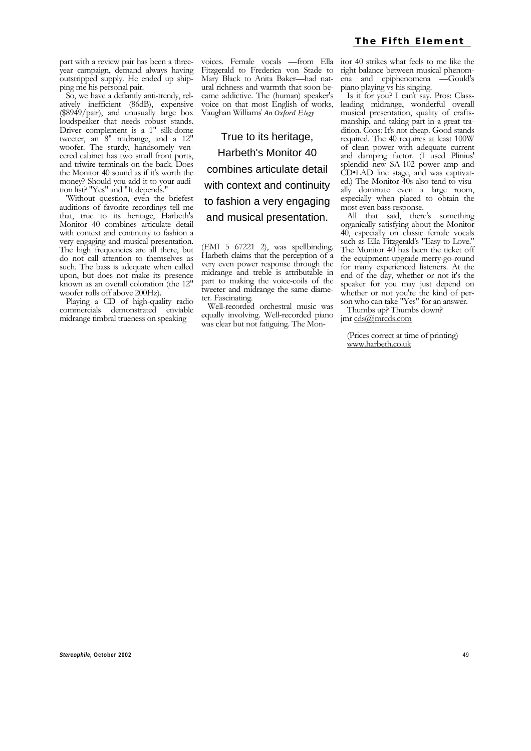part with a review pair has been a three-year campaign, demand always having outstripped supply. He ended up shipping me his personal pair.

So, we have a defiantly anti-trendy, relatively inefficient (86dB), expensive ($8949/pair), and unusually large box loudspeaker that needs robust stands. Driver complement is a 1" silk-dome tweeter, an 8" midrange, and a 12" woofer. The sturdy, handsomely veneered cabinet has two small front ports, and triwire terminals on the back. Does the Monitor 40 sound as if it's worth the money? Should you add it to your audition list? "Yes" and "It depends."

'Without question, even the briefest auditions of favorite recordings tell me that, true to its heritage, Harbeth's Monitor 40 combines articulate detail with context and continuity to fashion a very engaging and musical presentation. The high frequencies are all there, but do not call attention to themselves as such. The bass is adequate when called upon, but does not make its presence known as an overall coloration (the 12" woofer rolls off above 200Hz).

Playing a CD of high-quality radio commercials demonstrated enviable midrange timbral trueness on speaking voices. Female vocals —from Ella Fitzgerald to Frederica von Stade to Mary Black to Anita Baker—had natural richness and warmth that soon became addictive. The (human) speaker's voice on that most English of works, Vaughan Williams' *An Oxford Elegy*

> True to its heritage, Harbeth's Monitor 40 combines articulate detail with context and continuity to fashion a very engaging and musical presentation.

(EMI 5 67221 2), was spellbinding. Harbeth claims that the perception of a very even power response through the midrange and treble is attributable in part to making the voice-coils of the tweeter and midrange the same diameter. Fascinating.

Well-recorded orchestral music was equally involving. Well-recorded piano was clear but not fatiguing. The Monitor 40 strikes what feels to me like the right balance between musical phenomena and epiphenomena —Gould's piano playing vs his singing.

Is it for you? I can't say. Pros: Class-leading midrange, wonderful overall musical presentation, quality of craftsmanship, and taking part in a great tradition. Cons: It's not cheap. Good stands required. The 40 requires at least 100W of clean power with adequate current and damping factor. (I used Plinius' splendid new SA-102 power amp and CD•LAD line stage, and was captivated.) The Monitor 40s also tend to visually dominate even a large room, especially when placed to obtain the most even bass response.

All that said, there's something organically satisfying about the Monitor 40, especially on classic female vocals such as Ella Fitzgerald's "Easy to Love." The Monitor 40 has been the ticket off the equipment-upgrade merry-go-round for many experienced listeners. At the end of the day, whether or not it's the speaker for you may just depend on whether or not you're the kind of person who can take "Yes" for an answer.

Thumbs up? Thumbs down?
jmr cds@jmrcds.com

(Prices correct at time of printing)
www.harbeth.co.uk